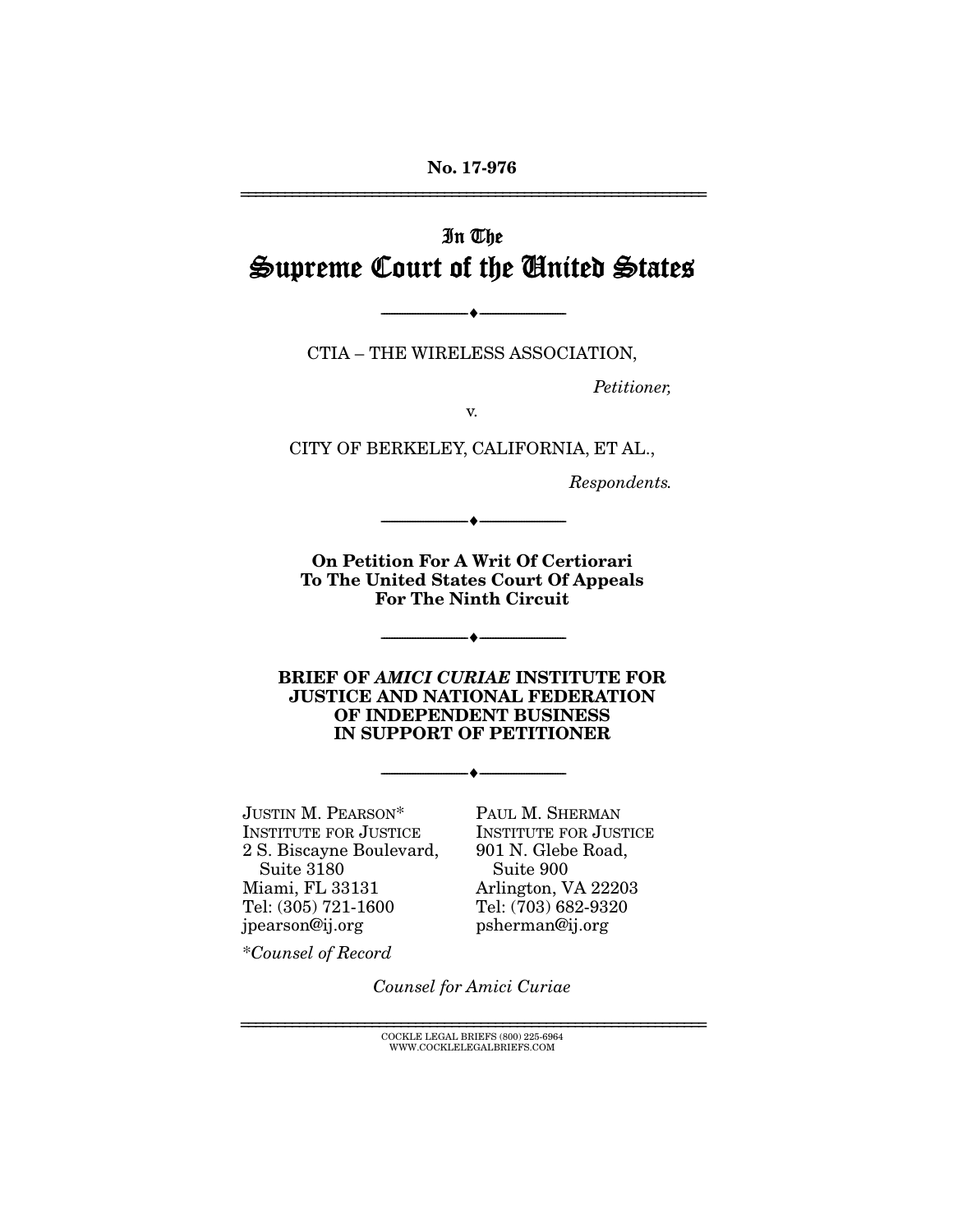No. 17-976

# In The Supreme Court of the United States

---

CTIA – THE WIRELESS ASSOCIATION,

*Petitioner,*

v.

CITY OF BERKELEY, CALIFORNIA, ET AL.,

*Respondents.*

---

**On Petition For A Writ Of Certiorari To The United States Court Of Appeals For The Ninth Circuit**

---

**BRIEF OF *AMICI CURIAE* INSTITUTE FOR JUSTICE AND NATIONAL FEDERATION OF INDEPENDENT BUSINESS IN SUPPORT OF PETITIONER**

---

JUSTIN M. PEARSON*
INSTITUTE FOR JUSTICE
2 S. Biscayne Boulevard, Suite 3180
Miami, FL 33131
Tel: (305) 721-1600
jpearson@ij.org

PAUL M. SHERMAN
INSTITUTE FOR JUSTICE
901 N. Glebe Road, Suite 900
Arlington, VA 22203
Tel: (703) 682-9320
psherman@ij.org

*\*Counsel of Record*

*Counsel for Amici Curiae*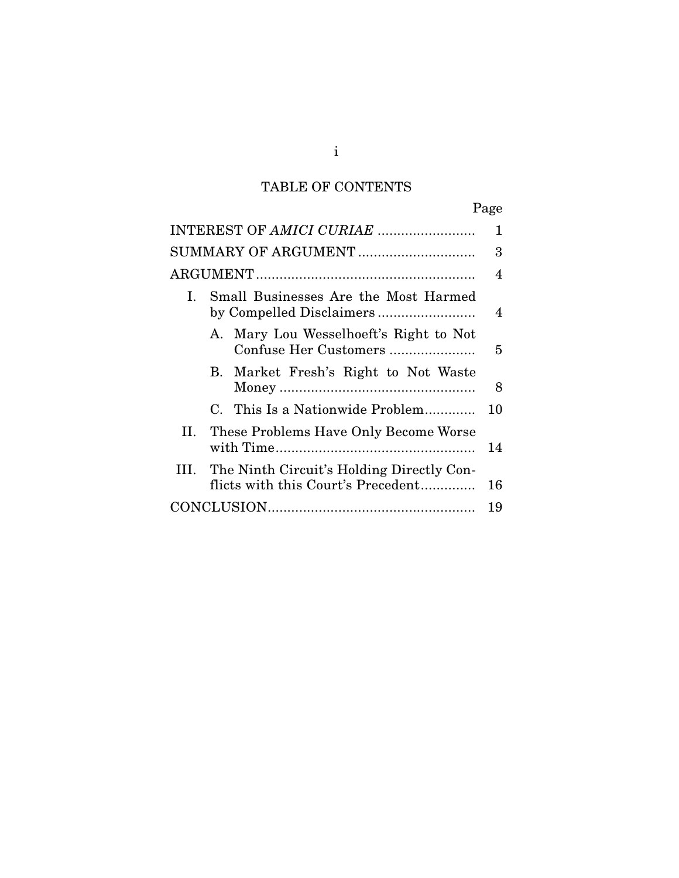# TABLE OF CONTENTS

| | Page |
|---|---|
| INTEREST OF *AMICI CURIAE* | 1 |
| SUMMARY OF ARGUMENT | 3 |
| ARGUMENT | 4 |
| I. Small Businesses Are the Most Harmed by Compelled Disclaimers | 4 |
| A. Mary Lou Wesselhoeft's Right to Not Confuse Her Customers | 5 |
| B. Market Fresh's Right to Not Waste Money | 8 |
| C. This Is a Nationwide Problem | 10 |
| II. These Problems Have Only Become Worse with Time | 14 |
| III. The Ninth Circuit's Holding Directly Conflicts with this Court's Precedent | 16 |
| CONCLUSION | 19 |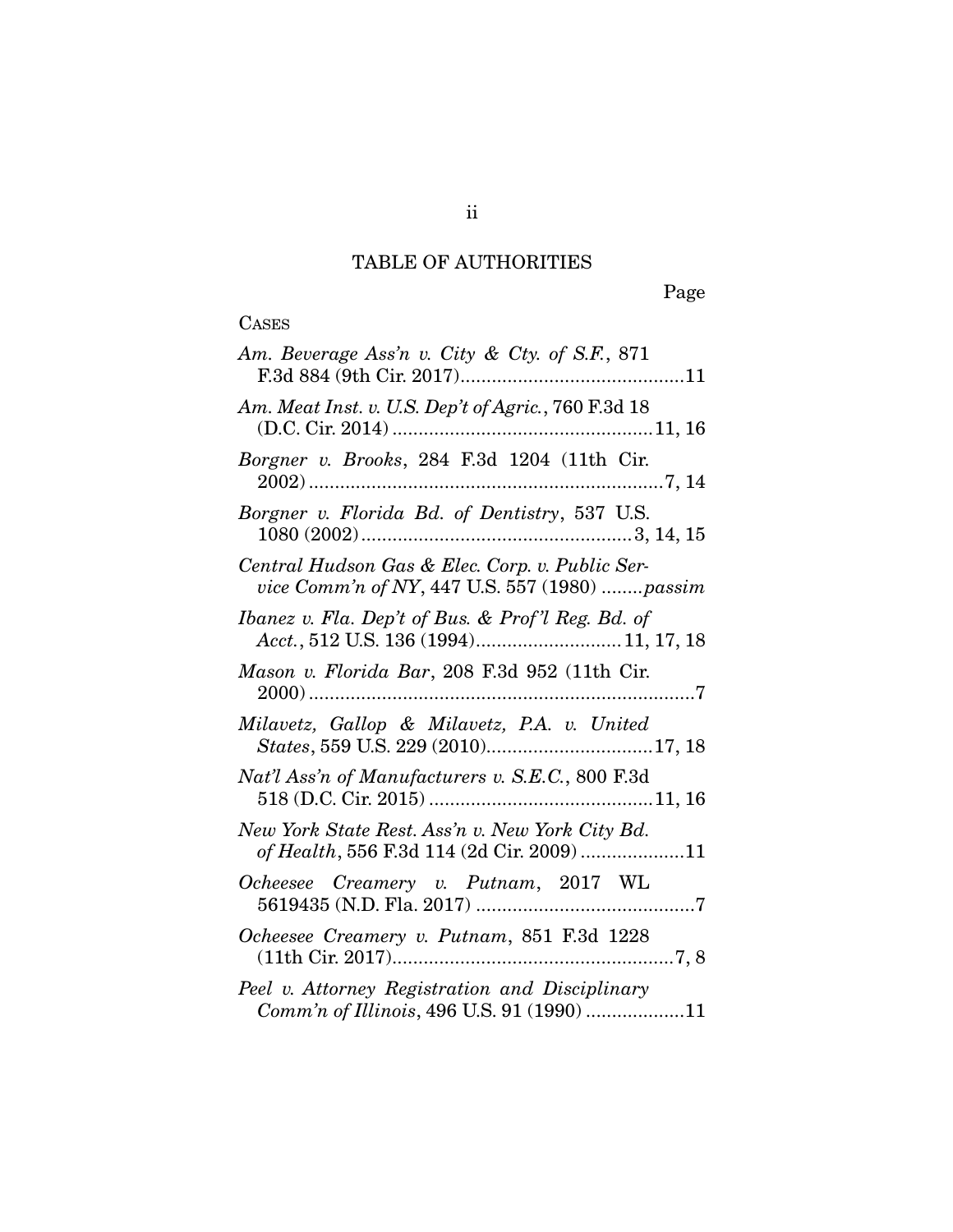## TABLE OF AUTHORITIES

Page

CASES

*Am. Beverage Ass'n v. City & Cty. of S.F.*, 871 F.3d 884 (9th Cir. 2017)..........................................11

*Am. Meat Inst. v. U.S. Dep't of Agric.*, 760 F.3d 18 (D.C. Cir. 2014) .................................................11, 16

*Borgner v. Brooks*, 284 F.3d 1204 (11th Cir. 2002)...................................................................7, 14

*Borgner v. Florida Bd. of Dentistry*, 537 U.S. 1080 (2002)...................................................3, 14, 15

*Central Hudson Gas & Elec. Corp. v. Public Service Comm'n of NY*, 447 U.S. 557 (1980) ........*passim*

*Ibanez v. Fla. Dep't of Bus. & Prof'l Reg. Bd. of Acct.*, 512 U.S. 136 (1994)...........................11, 17, 18

*Mason v. Florida Bar*, 208 F.3d 952 (11th Cir. 2000)........................................................................7

*Milavetz, Gallop & Milavetz, P.A. v. United States*, 559 U.S. 229 (2010)................................17, 18

*Nat'l Ass'n of Manufacturers v. S.E.C.*, 800 F.3d 518 (D.C. Cir. 2015) ..........................................11, 16

*New York State Rest. Ass'n v. New York City Bd. of Health*, 556 F.3d 114 (2d Cir. 2009) ...................11

*Ocheesee Creamery v. Putnam*, 2017 WL 5619435 (N.D. Fla. 2017) ..........................................7

*Ocheesee Creamery v. Putnam*, 851 F.3d 1228 (11th Cir. 2017)......................................................7, 8

*Peel v. Attorney Registration and Disciplinary Comm'n of Illinois*, 496 U.S. 91 (1990) ..................11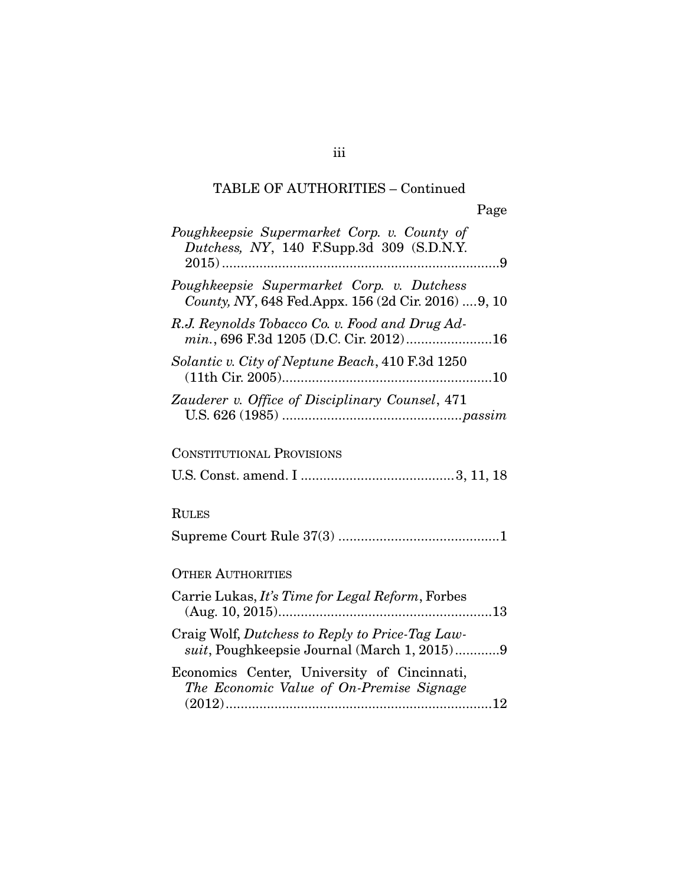TABLE OF AUTHORITIES – Continued

Page

*Poughkeepsie Supermarket Corp. v. County of Dutchess, NY*, 140 F.Supp.3d 309 (S.D.N.Y. 2015) ..........................................................................9

*Poughkeepsie Supermarket Corp. v. Dutchess County, NY*, 648 Fed.Appx. 156 (2d Cir. 2016) ....9, 10

*R.J. Reynolds Tobacco Co. v. Food and Drug Admin.*, 696 F.3d 1205 (D.C. Cir. 2012).......................16

*Solantic v. City of Neptune Beach*, 410 F.3d 1250 (11th Cir. 2005)........................................................10

*Zauderer v. Office of Disciplinary Counsel*, 471 U.S. 626 (1985) ...............................................*passim*

CONSTITUTIONAL PROVISIONS

U.S. Const. amend. I .........................................3, 11, 18

RULES

Supreme Court Rule 37(3) ...........................................1

OTHER AUTHORITIES

Carrie Lukas, *It's Time for Legal Reform*, Forbes (Aug. 10, 2015).........................................................13

Craig Wolf, *Dutchess to Reply to Price-Tag Lawsuit*, Poughkeepsie Journal (March 1, 2015)............9

Economics Center, University of Cincinnati, *The Economic Value of On-Premise Signage* (2012).......................................................................12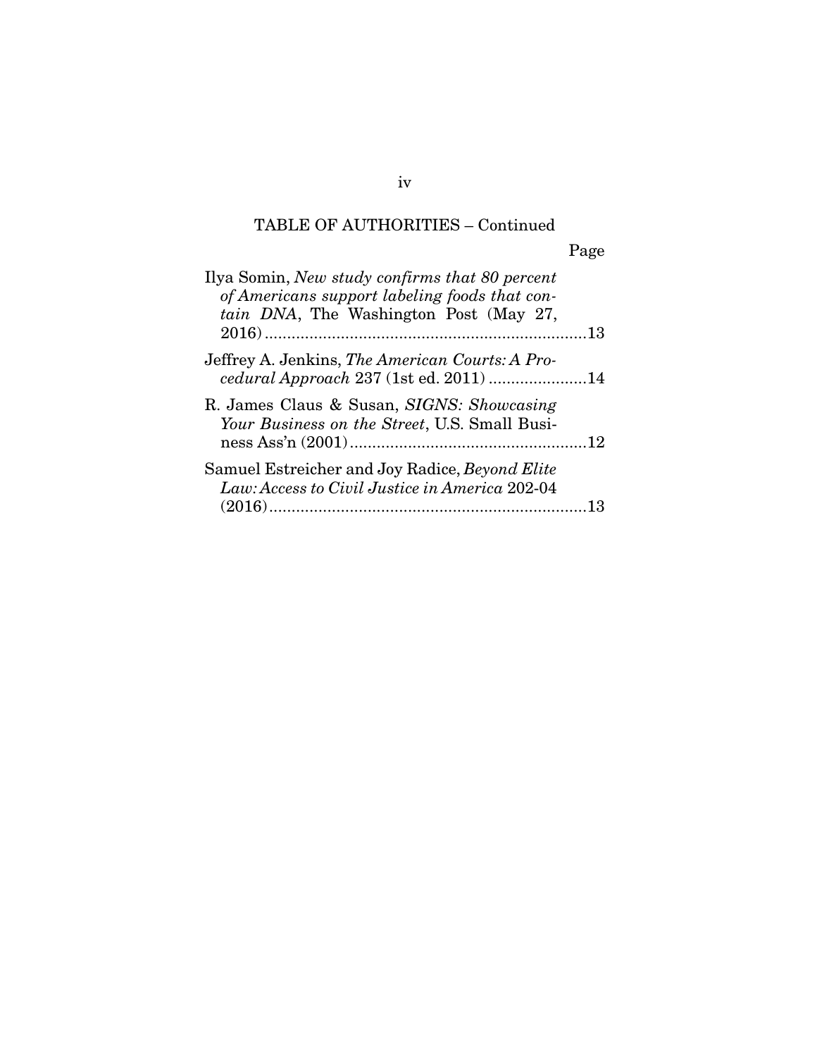TABLE OF AUTHORITIES – Continued

Page

Ilya Somin, *New study confirms that 80 percent of Americans support labeling foods that contain DNA*, The Washington Post (May 27, 2016) ........................................................................13

Jeffrey A. Jenkins, *The American Courts: A Procedural Approach* 237 (1st ed. 2011) ......................14

R. James Claus & Susan, *SIGNS: Showcasing Your Business on the Street*, U.S. Small Business Ass'n (2001) .....................................................12

Samuel Estreicher and Joy Radice, *Beyond Elite Law: Access to Civil Justice in America* 202-04 (2016) .......................................................................13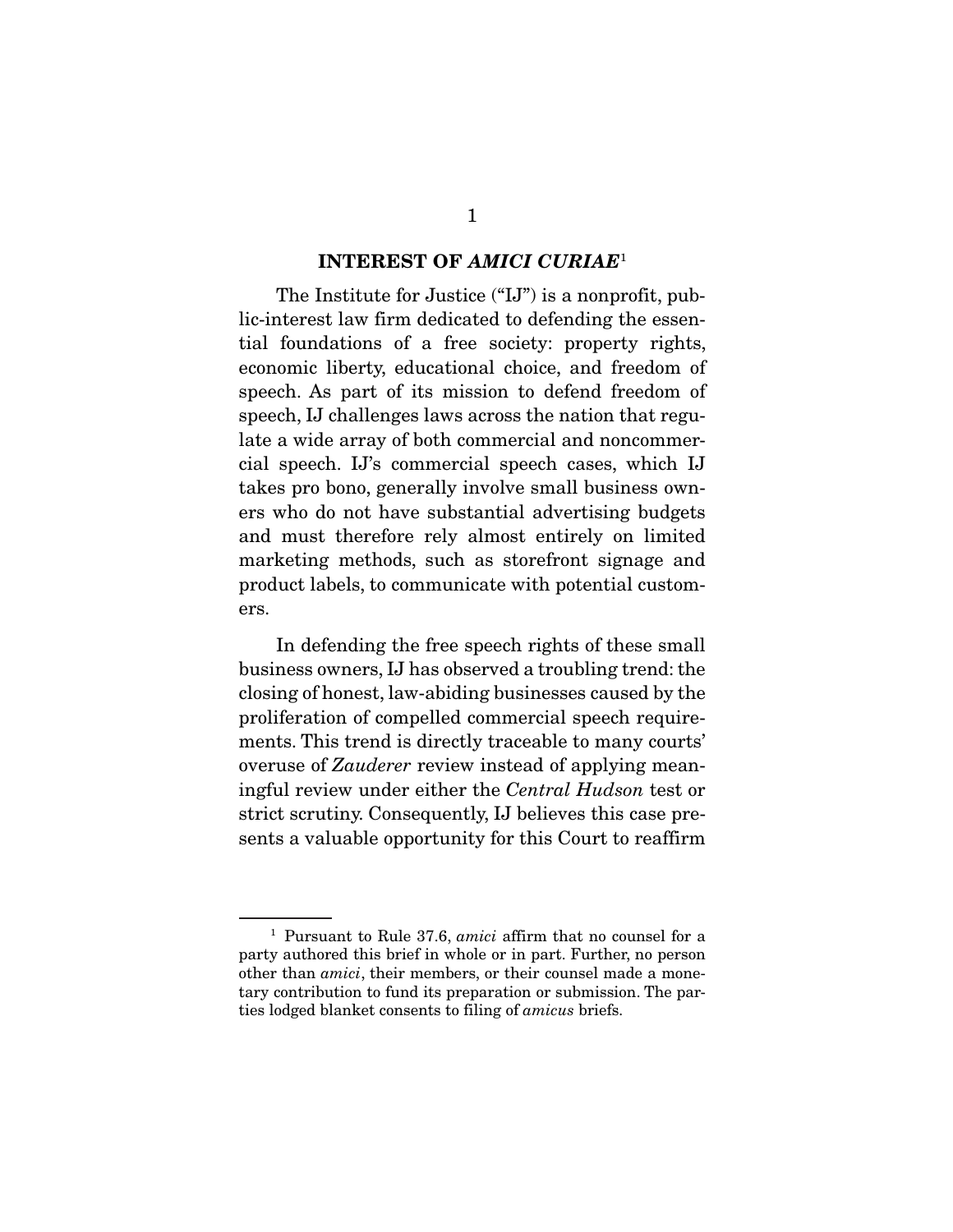## INTEREST OF *AMICI CURIAE*[1]

The Institute for Justice ("IJ") is a nonprofit, public-interest law firm dedicated to defending the essential foundations of a free society: property rights, economic liberty, educational choice, and freedom of speech. As part of its mission to defend freedom of speech, IJ challenges laws across the nation that regulate a wide array of both commercial and noncommercial speech. IJ's commercial speech cases, which IJ takes pro bono, generally involve small business owners who do not have substantial advertising budgets and must therefore rely almost entirely on limited marketing methods, such as storefront signage and product labels, to communicate with potential customers.

In defending the free speech rights of these small business owners, IJ has observed a troubling trend: the closing of honest, law-abiding businesses caused by the proliferation of compelled commercial speech requirements. This trend is directly traceable to many courts' overuse of *Zauderer* review instead of applying meaningful review under either the *Central Hudson* test or strict scrutiny. Consequently, IJ believes this case presents a valuable opportunity for this Court to reaffirm

---

[1] Pursuant to Rule 37.6, *amici* affirm that no counsel for a party authored this brief in whole or in part. Further, no person other than *amici*, their members, or their counsel made a monetary contribution to fund its preparation or submission. The parties lodged blanket consents to filing of *amicus* briefs.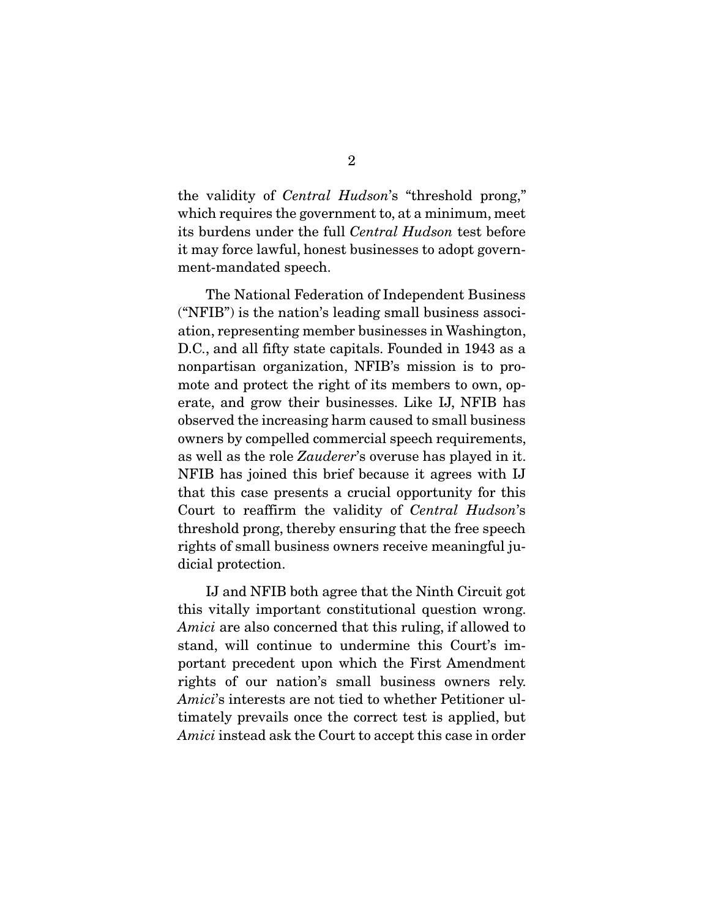the validity of *Central Hudson*'s "threshold prong," which requires the government to, at a minimum, meet its burdens under the full *Central Hudson* test before it may force lawful, honest businesses to adopt government-mandated speech.

The National Federation of Independent Business ("NFIB") is the nation's leading small business association, representing member businesses in Washington, D.C., and all fifty state capitals. Founded in 1943 as a nonpartisan organization, NFIB's mission is to promote and protect the right of its members to own, operate, and grow their businesses. Like IJ, NFIB has observed the increasing harm caused to small business owners by compelled commercial speech requirements, as well as the role *Zauderer*'s overuse has played in it. NFIB has joined this brief because it agrees with IJ that this case presents a crucial opportunity for this Court to reaffirm the validity of *Central Hudson*'s threshold prong, thereby ensuring that the free speech rights of small business owners receive meaningful judicial protection.

IJ and NFIB both agree that the Ninth Circuit got this vitally important constitutional question wrong. *Amici* are also concerned that this ruling, if allowed to stand, will continue to undermine this Court's important precedent upon which the First Amendment rights of our nation's small business owners rely. *Amici*'s interests are not tied to whether Petitioner ultimately prevails once the correct test is applied, but *Amici* instead ask the Court to accept this case in order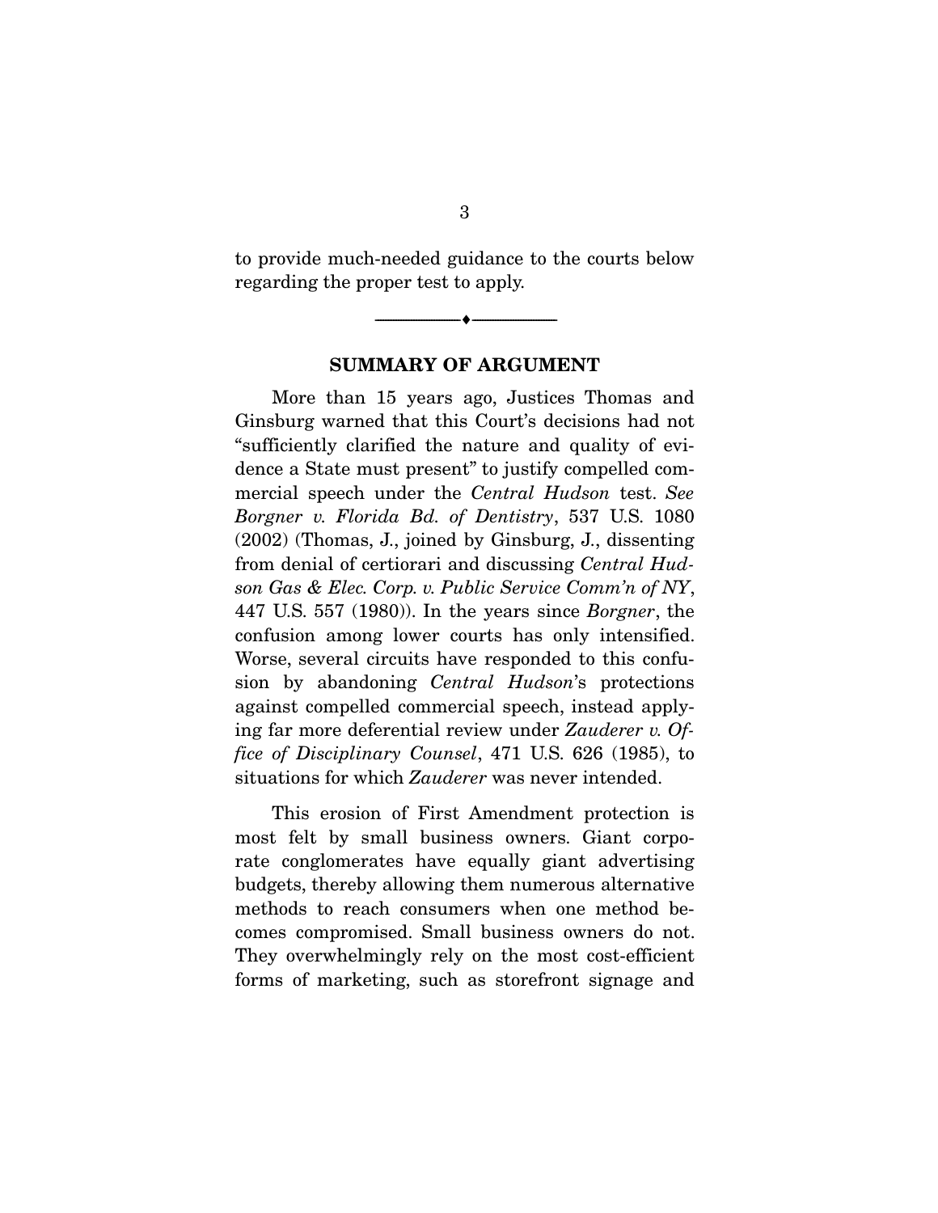to provide much-needed guidance to the courts below regarding the proper test to apply.

---

## SUMMARY OF ARGUMENT

More than 15 years ago, Justices Thomas and Ginsburg warned that this Court's decisions had not "sufficiently clarified the nature and quality of evidence a State must present" to justify compelled commercial speech under the *Central Hudson* test. *See Borgner v. Florida Bd. of Dentistry*, 537 U.S. 1080 (2002) (Thomas, J., joined by Ginsburg, J., dissenting from denial of certiorari and discussing *Central Hudson Gas & Elec. Corp. v. Public Service Comm'n of NY*, 447 U.S. 557 (1980)). In the years since *Borgner*, the confusion among lower courts has only intensified. Worse, several circuits have responded to this confusion by abandoning *Central Hudson*'s protections against compelled commercial speech, instead applying far more deferential review under *Zauderer v. Office of Disciplinary Counsel*, 471 U.S. 626 (1985), to situations for which *Zauderer* was never intended.

This erosion of First Amendment protection is most felt by small business owners. Giant corporate conglomerates have equally giant advertising budgets, thereby allowing them numerous alternative methods to reach consumers when one method becomes compromised. Small business owners do not. They overwhelmingly rely on the most cost-efficient forms of marketing, such as storefront signage and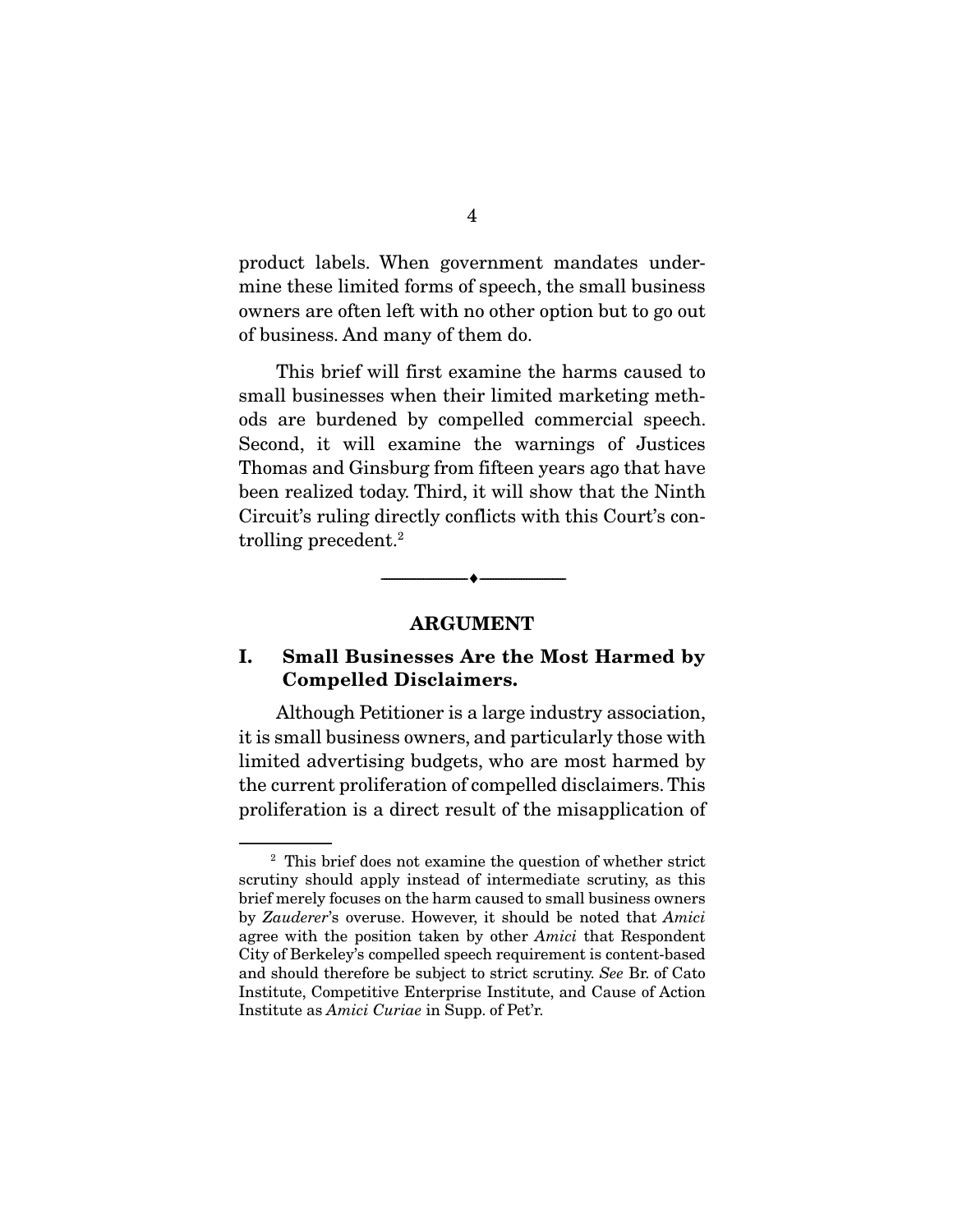product labels. When government mandates undermine these limited forms of speech, the small business owners are often left with no other option but to go out of business. And many of them do.

This brief will first examine the harms caused to small businesses when their limited marketing methods are burdened by compelled commercial speech. Second, it will examine the warnings of Justices Thomas and Ginsburg from fifteen years ago that have been realized today. Third, it will show that the Ninth Circuit's ruling directly conflicts with this Court's controlling precedent.[2]

---

## ARGUMENT

### I. Small Businesses Are the Most Harmed by Compelled Disclaimers.

Although Petitioner is a large industry association, it is small business owners, and particularly those with limited advertising budgets, who are most harmed by the current proliferation of compelled disclaimers. This proliferation is a direct result of the misapplication of

---

[2] This brief does not examine the question of whether strict scrutiny should apply instead of intermediate scrutiny, as this brief merely focuses on the harm caused to small business owners by *Zauderer*'s overuse. However, it should be noted that *Amici* agree with the position taken by other *Amici* that Respondent City of Berkeley's compelled speech requirement is content-based and should therefore be subject to strict scrutiny. *See* Br. of Cato Institute, Competitive Enterprise Institute, and Cause of Action Institute as *Amici Curiae* in Supp. of Pet'r.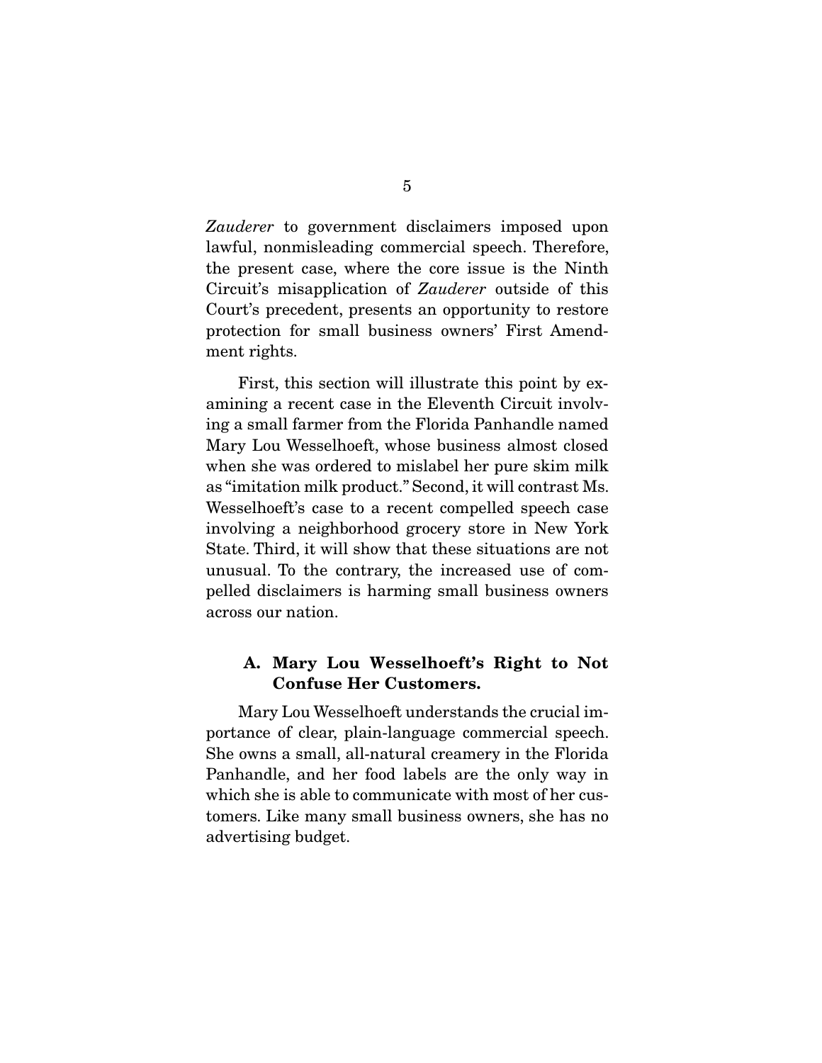*Zauderer* to government disclaimers imposed upon lawful, nonmisleading commercial speech. Therefore, the present case, where the core issue is the Ninth Circuit's misapplication of *Zauderer* outside of this Court's precedent, presents an opportunity to restore protection for small business owners' First Amendment rights.

First, this section will illustrate this point by examining a recent case in the Eleventh Circuit involving a small farmer from the Florida Panhandle named Mary Lou Wesselhoeft, whose business almost closed when she was ordered to mislabel her pure skim milk as "imitation milk product." Second, it will contrast Ms. Wesselhoeft's case to a recent compelled speech case involving a neighborhood grocery store in New York State. Third, it will show that these situations are not unusual. To the contrary, the increased use of compelled disclaimers is harming small business owners across our nation.

### A. Mary Lou Wesselhoeft's Right to Not Confuse Her Customers.

Mary Lou Wesselhoeft understands the crucial importance of clear, plain-language commercial speech. She owns a small, all-natural creamery in the Florida Panhandle, and her food labels are the only way in which she is able to communicate with most of her customers. Like many small business owners, she has no advertising budget.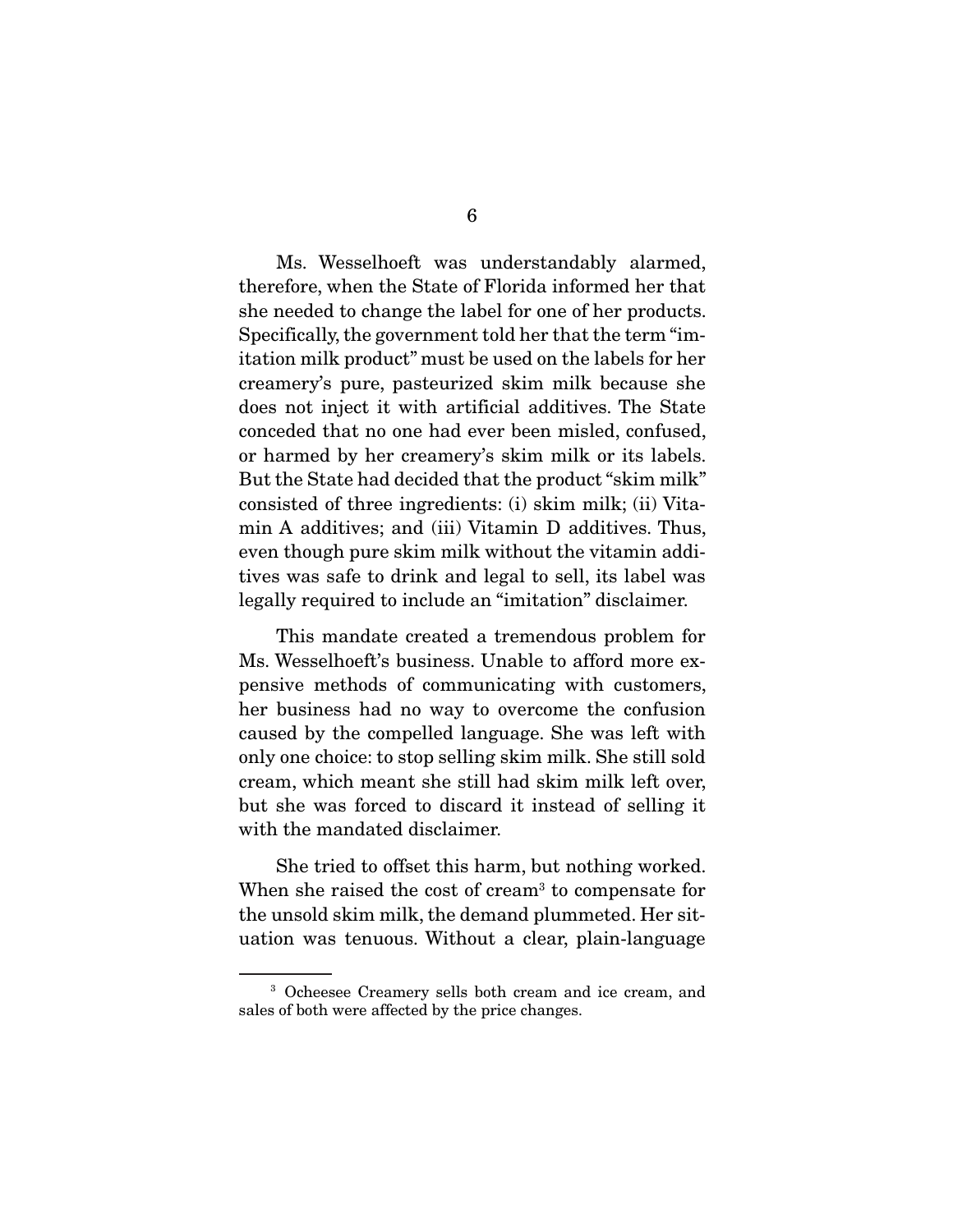Ms. Wesselhoeft was understandably alarmed, therefore, when the State of Florida informed her that she needed to change the label for one of her products. Specifically, the government told her that the term "imitation milk product" must be used on the labels for her creamery's pure, pasteurized skim milk because she does not inject it with artificial additives. The State conceded that no one had ever been misled, confused, or harmed by her creamery's skim milk or its labels. But the State had decided that the product "skim milk" consisted of three ingredients: (i) skim milk; (ii) Vitamin A additives; and (iii) Vitamin D additives. Thus, even though pure skim milk without the vitamin additives was safe to drink and legal to sell, its label was legally required to include an "imitation" disclaimer.

This mandate created a tremendous problem for Ms. Wesselhoeft's business. Unable to afford more expensive methods of communicating with customers, her business had no way to overcome the confusion caused by the compelled language. She was left with only one choice: to stop selling skim milk. She still sold cream, which meant she still had skim milk left over, but she was forced to discard it instead of selling it with the mandated disclaimer.

She tried to offset this harm, but nothing worked. When she raised the cost of cream[3] to compensate for the unsold skim milk, the demand plummeted. Her situation was tenuous. Without a clear, plain-language

[3] Ocheesee Creamery sells both cream and ice cream, and sales of both were affected by the price changes.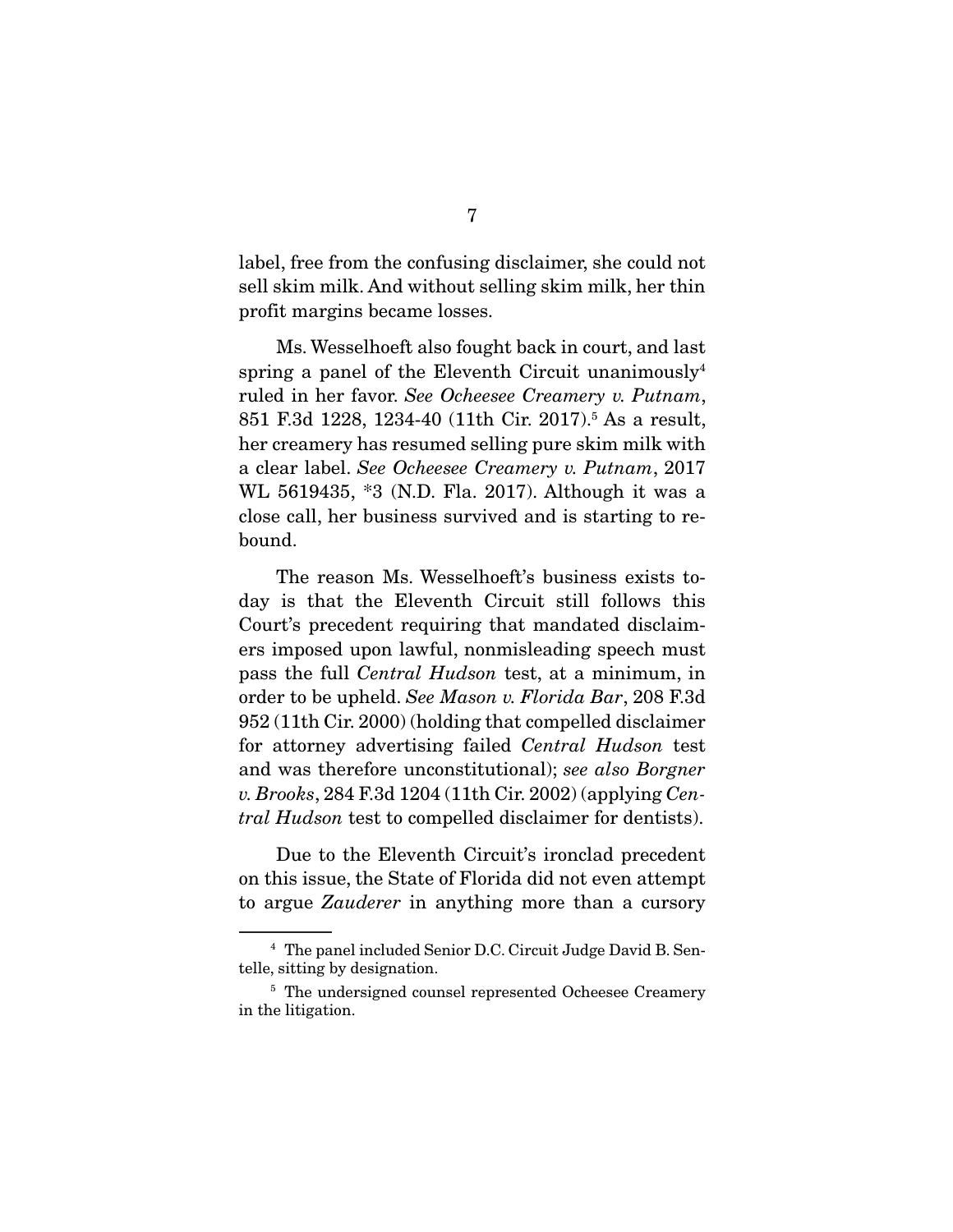label, free from the confusing disclaimer, she could not sell skim milk. And without selling skim milk, her thin profit margins became losses.

Ms. Wesselhoeft also fought back in court, and last spring a panel of the Eleventh Circuit unanimously[4] ruled in her favor. *See Ocheesee Creamery v. Putnam*, 851 F.3d 1228, 1234-40 (11th Cir. 2017).[5] As a result, her creamery has resumed selling pure skim milk with a clear label. *See Ocheesee Creamery v. Putnam*, 2017 WL 5619435, *3 (N.D. Fla. 2017). Although it was a close call, her business survived and is starting to rebound.

The reason Ms. Wesselhoeft's business exists today is that the Eleventh Circuit still follows this Court's precedent requiring that mandated disclaimers imposed upon lawful, nonmisleading speech must pass the full *Central Hudson* test, at a minimum, in order to be upheld. *See Mason v. Florida Bar*, 208 F.3d 952 (11th Cir. 2000) (holding that compelled disclaimer for attorney advertising failed *Central Hudson* test and was therefore unconstitutional); *see also Borgner v. Brooks*, 284 F.3d 1204 (11th Cir. 2002) (applying *Central Hudson* test to compelled disclaimer for dentists).

Due to the Eleventh Circuit's ironclad precedent on this issue, the State of Florida did not even attempt to argue *Zauderer* in anything more than a cursory

[4] The panel included Senior D.C. Circuit Judge David B. Sentelle, sitting by designation.

[5] The undersigned counsel represented Ocheesee Creamery in the litigation.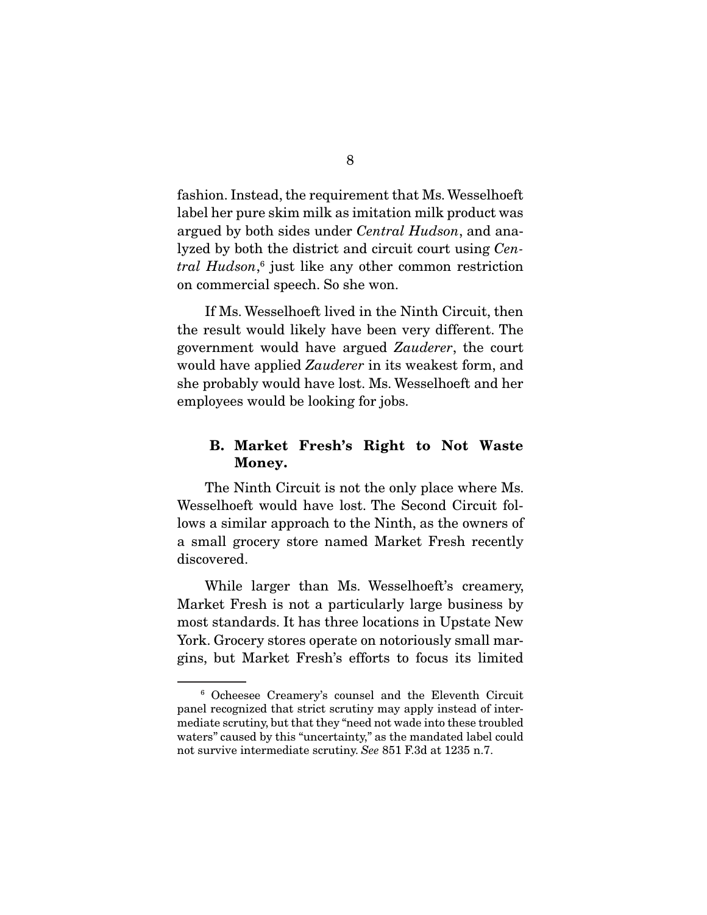fashion. Instead, the requirement that Ms. Wesselhoeft label her pure skim milk as imitation milk product was argued by both sides under *Central Hudson*, and analyzed by both the district and circuit court using *Central Hudson*,[6] just like any other common restriction on commercial speech. So she won.

If Ms. Wesselhoeft lived in the Ninth Circuit, then the result would likely have been very different. The government would have argued *Zauderer*, the court would have applied *Zauderer* in its weakest form, and she probably would have lost. Ms. Wesselhoeft and her employees would be looking for jobs.

### B. Market Fresh's Right to Not Waste Money.

The Ninth Circuit is not the only place where Ms. Wesselhoeft would have lost. The Second Circuit follows a similar approach to the Ninth, as the owners of a small grocery store named Market Fresh recently discovered.

While larger than Ms. Wesselhoeft's creamery, Market Fresh is not a particularly large business by most standards. It has three locations in Upstate New York. Grocery stores operate on notoriously small margins, but Market Fresh's efforts to focus its limited

---

[6] Ocheesee Creamery's counsel and the Eleventh Circuit panel recognized that strict scrutiny may apply instead of intermediate scrutiny, but that they "need not wade into these troubled waters" caused by this "uncertainty," as the mandated label could not survive intermediate scrutiny. *See* 851 F.3d at 1235 n.7.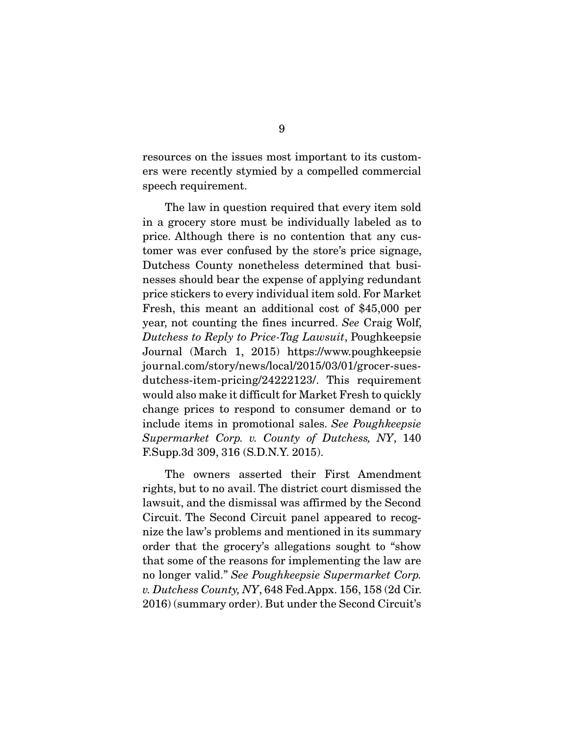resources on the issues most important to its customers were recently stymied by a compelled commercial speech requirement.

The law in question required that every item sold in a grocery store must be individually labeled as to price. Although there is no contention that any customer was ever confused by the store's price signage, Dutchess County nonetheless determined that businesses should bear the expense of applying redundant price stickers to every individual item sold. For Market Fresh, this meant an additional cost of $45,000 per year, not counting the fines incurred. *See* Craig Wolf, *Dutchess to Reply to Price-Tag Lawsuit*, Poughkeepsie Journal (March 1, 2015) https://www.poughkeepsiejournal.com/story/news/local/2015/03/01/grocer-sues-dutchess-item-pricing/24222123/. This requirement would also make it difficult for Market Fresh to quickly change prices to respond to consumer demand or to include items in promotional sales. *See Poughkeepsie Supermarket Corp. v. County of Dutchess, NY*, 140 F.Supp.3d 309, 316 (S.D.N.Y. 2015).

The owners asserted their First Amendment rights, but to no avail. The district court dismissed the lawsuit, and the dismissal was affirmed by the Second Circuit. The Second Circuit panel appeared to recognize the law's problems and mentioned in its summary order that the grocery's allegations sought to "show that some of the reasons for implementing the law are no longer valid." *See Poughkeepsie Supermarket Corp. v. Dutchess County, NY*, 648 Fed.Appx. 156, 158 (2d Cir. 2016) (summary order). But under the Second Circuit's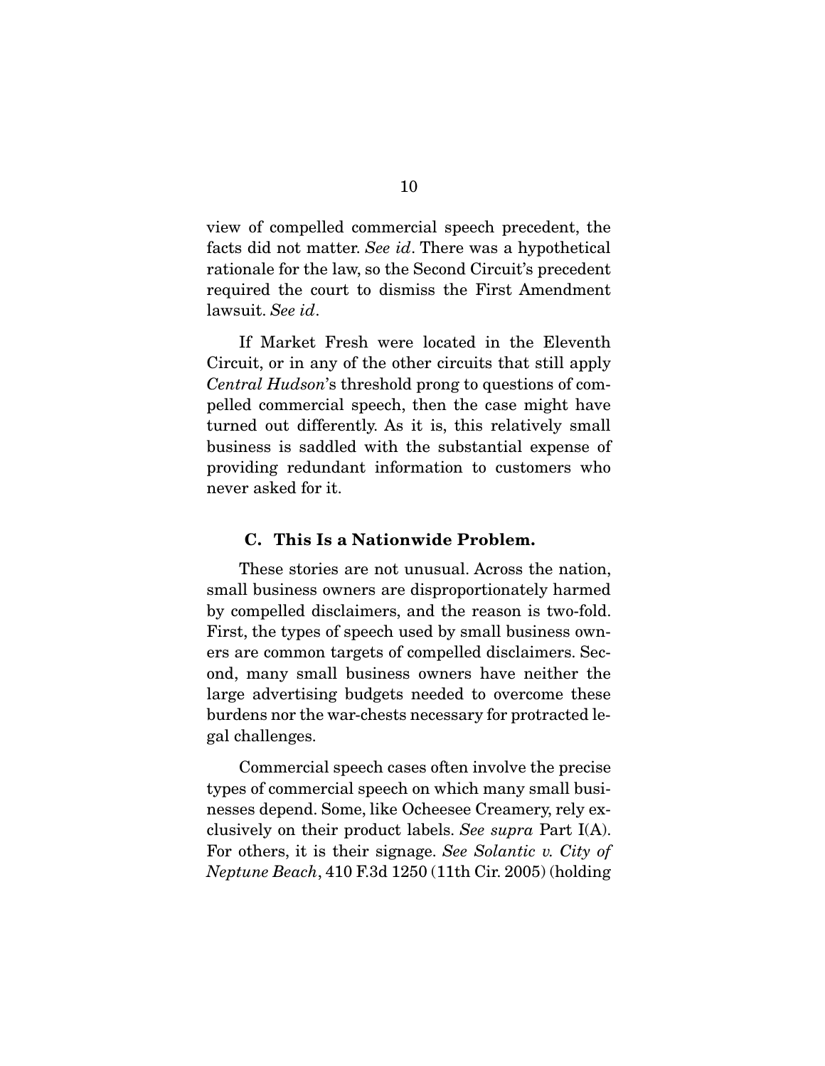view of compelled commercial speech precedent, the facts did not matter. *See id*. There was a hypothetical rationale for the law, so the Second Circuit's precedent required the court to dismiss the First Amendment lawsuit. *See id*.

If Market Fresh were located in the Eleventh Circuit, or in any of the other circuits that still apply *Central Hudson*'s threshold prong to questions of compelled commercial speech, then the case might have turned out differently. As it is, this relatively small business is saddled with the substantial expense of providing redundant information to customers who never asked for it.

### C. This Is a Nationwide Problem.

These stories are not unusual. Across the nation, small business owners are disproportionately harmed by compelled disclaimers, and the reason is two-fold. First, the types of speech used by small business owners are common targets of compelled disclaimers. Second, many small business owners have neither the large advertising budgets needed to overcome these burdens nor the war-chests necessary for protracted legal challenges.

Commercial speech cases often involve the precise types of commercial speech on which many small businesses depend. Some, like Ocheesee Creamery, rely exclusively on their product labels. *See supra* Part I(A). For others, it is their signage. *See Solantic v. City of Neptune Beach*, 410 F.3d 1250 (11th Cir. 2005) (holding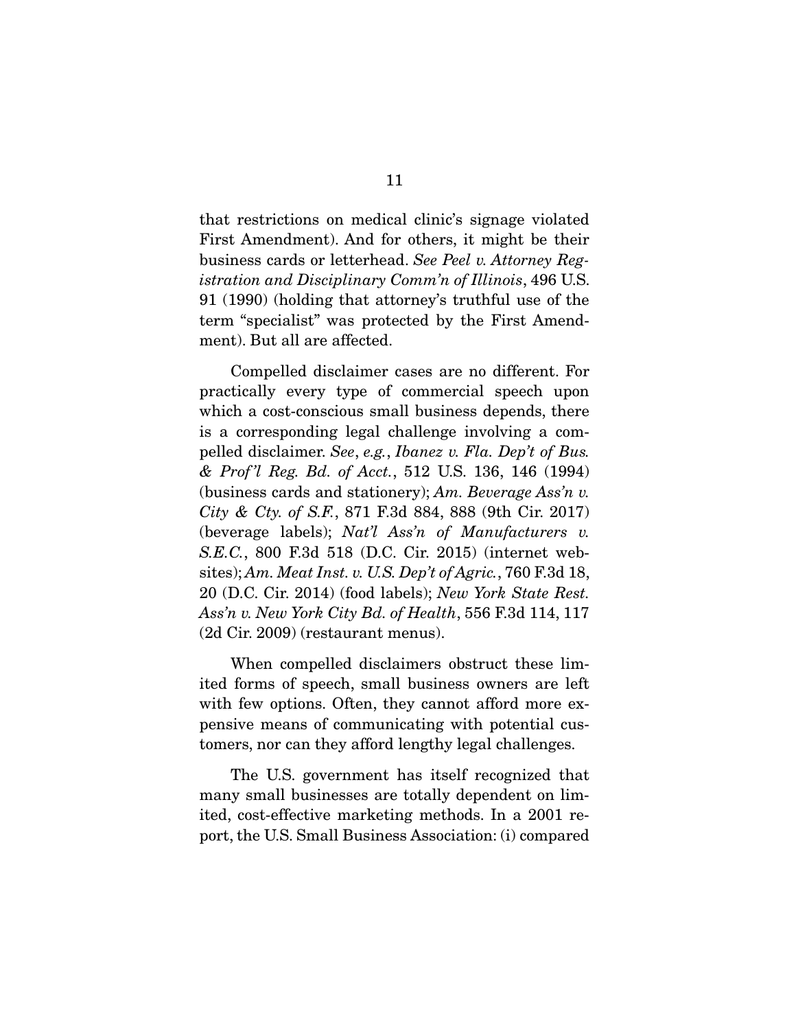that restrictions on medical clinic's signage violated First Amendment). And for others, it might be their business cards or letterhead. *See Peel v. Attorney Registration and Disciplinary Comm'n of Illinois*, 496 U.S. 91 (1990) (holding that attorney's truthful use of the term "specialist" was protected by the First Amendment). But all are affected.

Compelled disclaimer cases are no different. For practically every type of commercial speech upon which a cost-conscious small business depends, there is a corresponding legal challenge involving a compelled disclaimer. *See*, *e.g.*, *Ibanez v. Fla. Dep't of Bus. & Prof'l Reg. Bd. of Acct.*, 512 U.S. 136, 146 (1994) (business cards and stationery); *Am. Beverage Ass'n v. City & Cty. of S.F.*, 871 F.3d 884, 888 (9th Cir. 2017) (beverage labels); *Nat'l Ass'n of Manufacturers v. S.E.C.*, 800 F.3d 518 (D.C. Cir. 2015) (internet websites); *Am. Meat Inst. v. U.S. Dep't of Agric.*, 760 F.3d 18, 20 (D.C. Cir. 2014) (food labels); *New York State Rest. Ass'n v. New York City Bd. of Health*, 556 F.3d 114, 117 (2d Cir. 2009) (restaurant menus).

When compelled disclaimers obstruct these limited forms of speech, small business owners are left with few options. Often, they cannot afford more expensive means of communicating with potential customers, nor can they afford lengthy legal challenges.

The U.S. government has itself recognized that many small businesses are totally dependent on limited, cost-effective marketing methods. In a 2001 report, the U.S. Small Business Association: (i) compared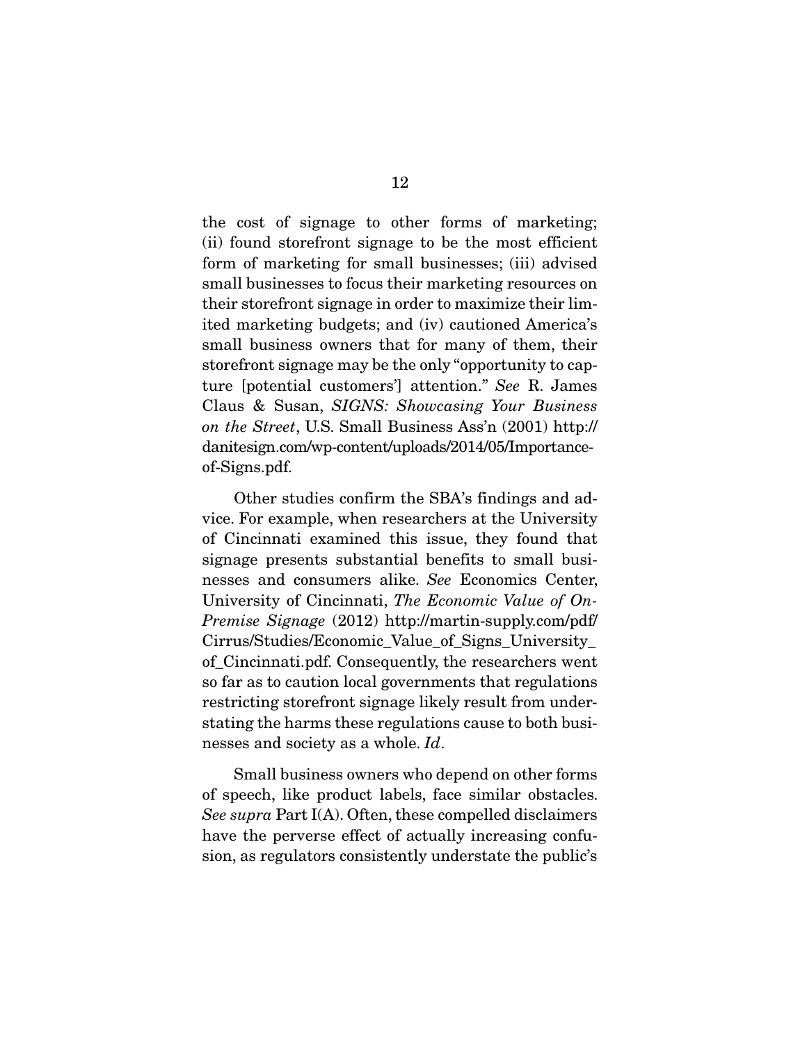the cost of signage to other forms of marketing; (ii) found storefront signage to be the most efficient form of marketing for small businesses; (iii) advised small businesses to focus their marketing resources on their storefront signage in order to maximize their limited marketing budgets; and (iv) cautioned America's small business owners that for many of them, their storefront signage may be the only "opportunity to capture [potential customers'] attention." *See* R. James Claus & Susan, *SIGNS: Showcasing Your Business on the Street*, U.S. Small Business Ass'n (2001) http://danitesign.com/wp-content/uploads/2014/05/Importance-of-Signs.pdf.

Other studies confirm the SBA's findings and advice. For example, when researchers at the University of Cincinnati examined this issue, they found that signage presents substantial benefits to small businesses and consumers alike. *See* Economics Center, University of Cincinnati, *The Economic Value of On-Premise Signage* (2012) http://martin-supply.com/pdf/Cirrus/Studies/Economic_Value_of_Signs_University_of_Cincinnati.pdf. Consequently, the researchers went so far as to caution local governments that regulations restricting storefront signage likely result from understating the harms these regulations cause to both businesses and society as a whole. *Id*.

Small business owners who depend on other forms of speech, like product labels, face similar obstacles. *See supra* Part I(A). Often, these compelled disclaimers have the perverse effect of actually increasing confusion, as regulators consistently understate the public's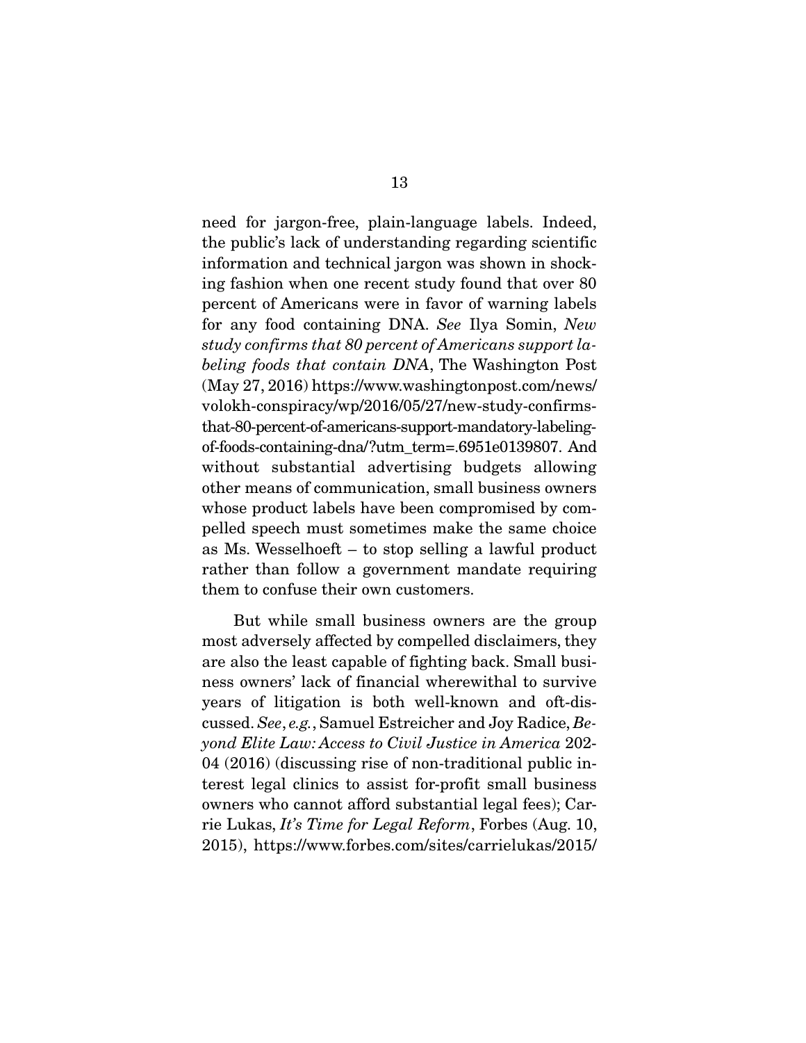need for jargon-free, plain-language labels. Indeed, the public's lack of understanding regarding scientific information and technical jargon was shown in shocking fashion when one recent study found that over 80 percent of Americans were in favor of warning labels for any food containing DNA. *See* Ilya Somin, *New study confirms that 80 percent of Americans support labeling foods that contain DNA*, The Washington Post (May 27, 2016) https://www.washingtonpost.com/news/volokh-conspiracy/wp/2016/05/27/new-study-confirms-that-80-percent-of-americans-support-mandatory-labeling-of-foods-containing-dna/?utm_term=.6951e0139807. And without substantial advertising budgets allowing other means of communication, small business owners whose product labels have been compromised by compelled speech must sometimes make the same choice as Ms. Wesselhoeft – to stop selling a lawful product rather than follow a government mandate requiring them to confuse their own customers.

But while small business owners are the group most adversely affected by compelled disclaimers, they are also the least capable of fighting back. Small business owners' lack of financial wherewithal to survive years of litigation is both well-known and oft-discussed. *See*, *e.g.*, Samuel Estreicher and Joy Radice, *Beyond Elite Law: Access to Civil Justice in America* 202-04 (2016) (discussing rise of non-traditional public interest legal clinics to assist for-profit small business owners who cannot afford substantial legal fees); Carrie Lukas, *It's Time for Legal Reform*, Forbes (Aug. 10, 2015), https://www.forbes.com/sites/carrielukas/2015/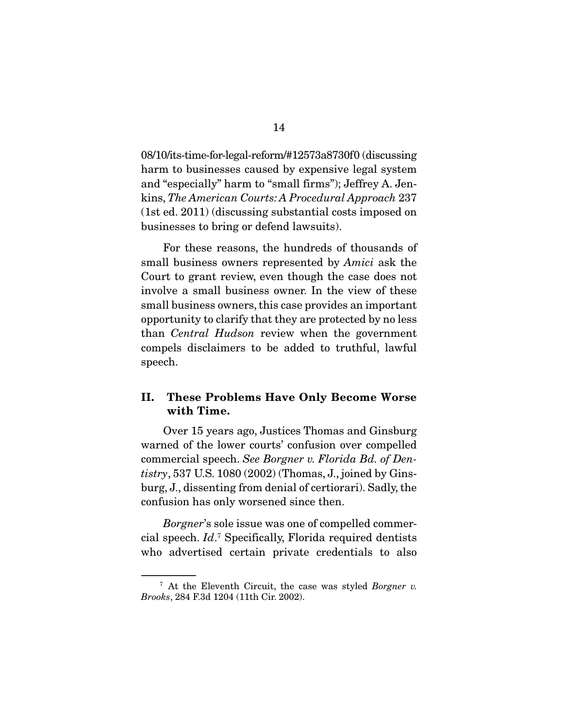08/10/its-time-for-legal-reform/#12573a8730f0 (discussing harm to businesses caused by expensive legal system and "especially" harm to "small firms"); Jeffrey A. Jenkins, *The American Courts: A Procedural Approach* 237 (1st ed. 2011) (discussing substantial costs imposed on businesses to bring or defend lawsuits).

For these reasons, the hundreds of thousands of small business owners represented by *Amici* ask the Court to grant review, even though the case does not involve a small business owner. In the view of these small business owners, this case provides an important opportunity to clarify that they are protected by no less than *Central Hudson* review when the government compels disclaimers to be added to truthful, lawful speech.

## II. These Problems Have Only Become Worse with Time.

Over 15 years ago, Justices Thomas and Ginsburg warned of the lower courts' confusion over compelled commercial speech. *See Borgner v. Florida Bd. of Dentistry*, 537 U.S. 1080 (2002) (Thomas, J., joined by Ginsburg, J., dissenting from denial of certiorari). Sadly, the confusion has only worsened since then.

*Borgner*'s sole issue was one of compelled commercial speech. *Id*.[7] Specifically, Florida required dentists who advertised certain private credentials to also

[7] At the Eleventh Circuit, the case was styled *Borgner v. Brooks*, 284 F.3d 1204 (11th Cir. 2002).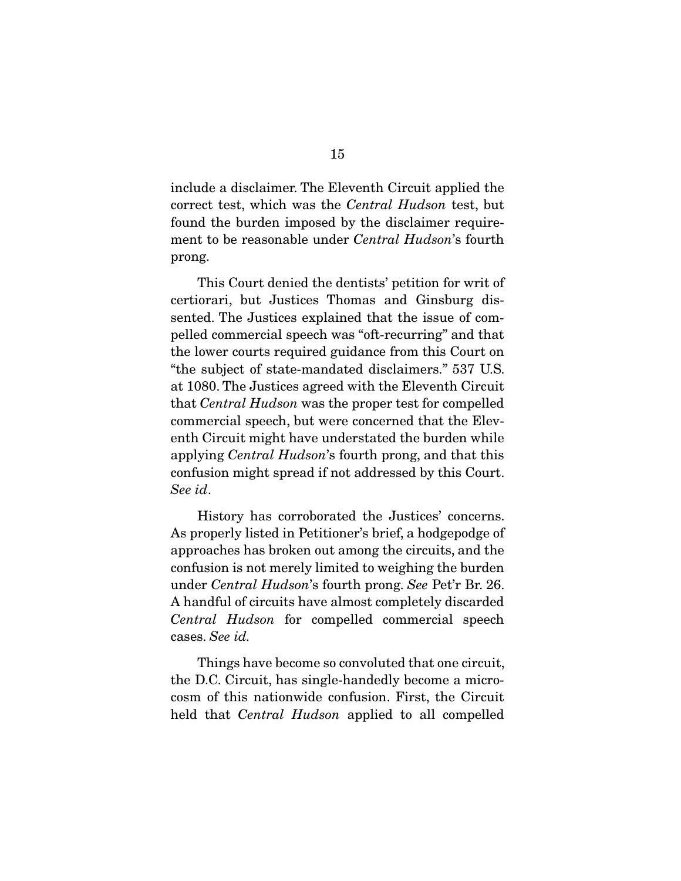include a disclaimer. The Eleventh Circuit applied the correct test, which was the *Central Hudson* test, but found the burden imposed by the disclaimer requirement to be reasonable under *Central Hudson*'s fourth prong.

This Court denied the dentists' petition for writ of certiorari, but Justices Thomas and Ginsburg dissented. The Justices explained that the issue of compelled commercial speech was "oft-recurring" and that the lower courts required guidance from this Court on "the subject of state-mandated disclaimers." 537 U.S. at 1080. The Justices agreed with the Eleventh Circuit that *Central Hudson* was the proper test for compelled commercial speech, but were concerned that the Eleventh Circuit might have understated the burden while applying *Central Hudson*'s fourth prong, and that this confusion might spread if not addressed by this Court. *See id*.

History has corroborated the Justices' concerns. As properly listed in Petitioner's brief, a hodgepodge of approaches has broken out among the circuits, and the confusion is not merely limited to weighing the burden under *Central Hudson*'s fourth prong. *See* Pet'r Br. 26. A handful of circuits have almost completely discarded *Central Hudson* for compelled commercial speech cases. *See id.*

Things have become so convoluted that one circuit, the D.C. Circuit, has single-handedly become a microcosm of this nationwide confusion. First, the Circuit held that *Central Hudson* applied to all compelled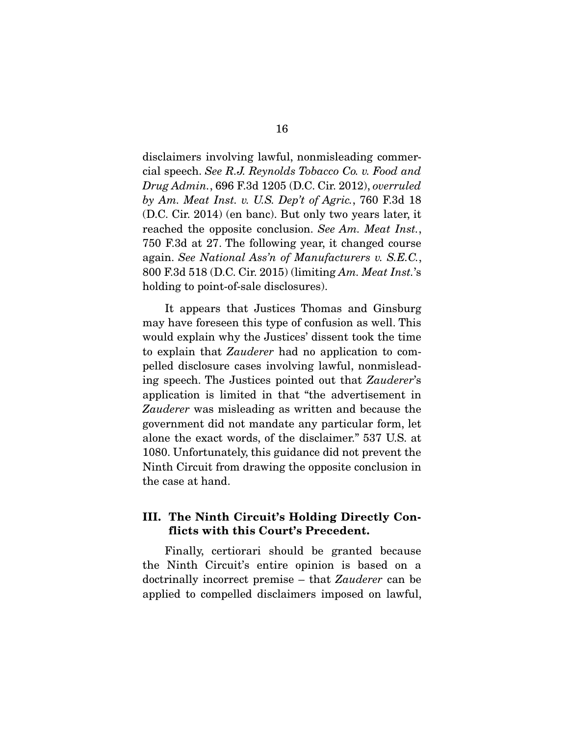disclaimers involving lawful, nonmisleading commercial speech. *See R.J. Reynolds Tobacco Co. v. Food and Drug Admin.*, 696 F.3d 1205 (D.C. Cir. 2012), *overruled by Am. Meat Inst. v. U.S. Dep't of Agric.*, 760 F.3d 18 (D.C. Cir. 2014) (en banc). But only two years later, it reached the opposite conclusion. *See Am. Meat Inst.*, 750 F.3d at 27. The following year, it changed course again. *See National Ass'n of Manufacturers v. S.E.C.*, 800 F.3d 518 (D.C. Cir. 2015) (limiting *Am. Meat Inst.*'s holding to point-of-sale disclosures).

It appears that Justices Thomas and Ginsburg may have foreseen this type of confusion as well. This would explain why the Justices' dissent took the time to explain that *Zauderer* had no application to compelled disclosure cases involving lawful, nonmisleading speech. The Justices pointed out that *Zauderer*'s application is limited in that "the advertisement in *Zauderer* was misleading as written and because the government did not mandate any particular form, let alone the exact words, of the disclaimer." 537 U.S. at 1080. Unfortunately, this guidance did not prevent the Ninth Circuit from drawing the opposite conclusion in the case at hand.

### III. The Ninth Circuit's Holding Directly Conflicts with this Court's Precedent.

Finally, certiorari should be granted because the Ninth Circuit's entire opinion is based on a doctrinally incorrect premise – that *Zauderer* can be applied to compelled disclaimers imposed on lawful,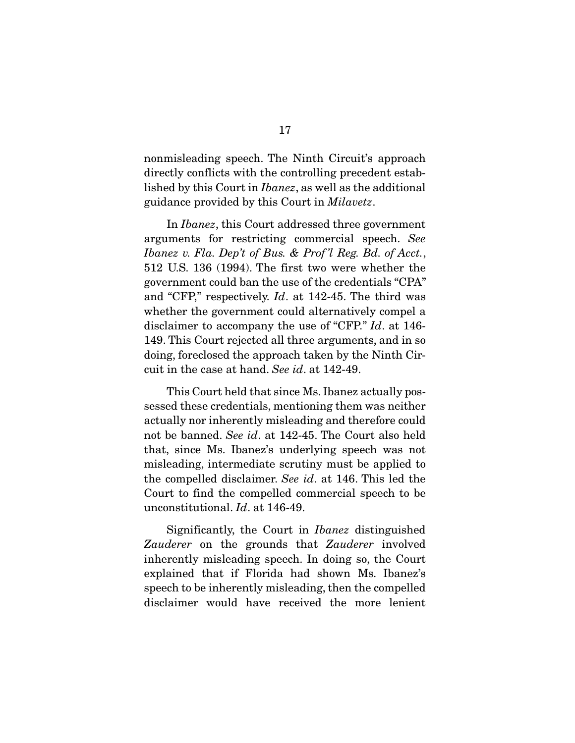nonmisleading speech. The Ninth Circuit's approach directly conflicts with the controlling precedent established by this Court in *Ibanez*, as well as the additional guidance provided by this Court in *Milavetz*.

In *Ibanez*, this Court addressed three government arguments for restricting commercial speech. *See Ibanez v. Fla. Dep't of Bus. & Prof'l Reg. Bd. of Acct.*, 512 U.S. 136 (1994). The first two were whether the government could ban the use of the credentials "CPA" and "CFP," respectively. *Id*. at 142-45. The third was whether the government could alternatively compel a disclaimer to accompany the use of "CFP." *Id*. at 146-149. This Court rejected all three arguments, and in so doing, foreclosed the approach taken by the Ninth Circuit in the case at hand. *See id*. at 142-49.

This Court held that since Ms. Ibanez actually possessed these credentials, mentioning them was neither actually nor inherently misleading and therefore could not be banned. *See id*. at 142-45. The Court also held that, since Ms. Ibanez's underlying speech was not misleading, intermediate scrutiny must be applied to the compelled disclaimer. *See id*. at 146. This led the Court to find the compelled commercial speech to be unconstitutional. *Id*. at 146-49.

Significantly, the Court in *Ibanez* distinguished *Zauderer* on the grounds that *Zauderer* involved inherently misleading speech. In doing so, the Court explained that if Florida had shown Ms. Ibanez's speech to be inherently misleading, then the compelled disclaimer would have received the more lenient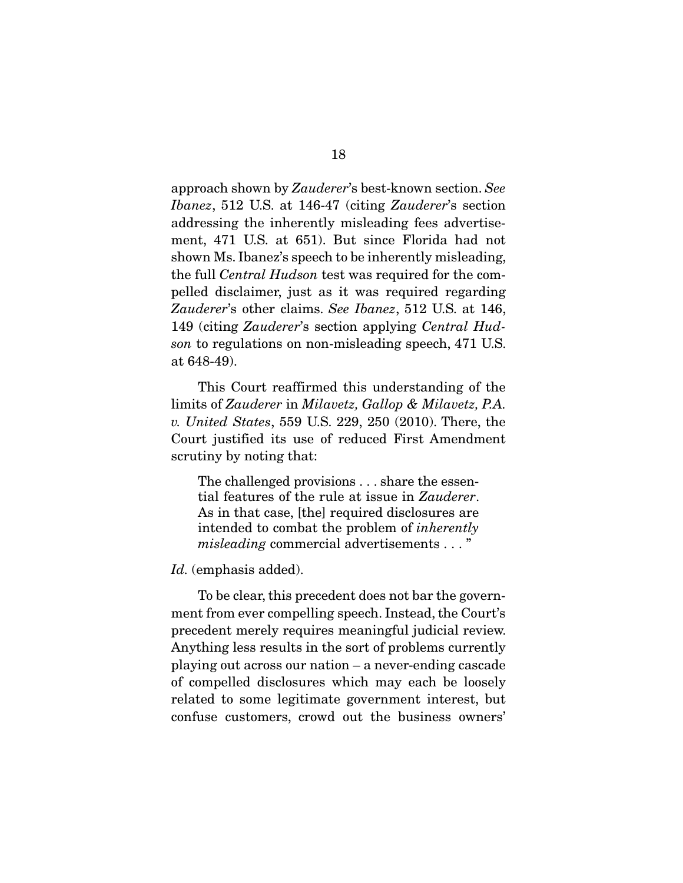approach shown by *Zauderer*'s best-known section. *See Ibanez*, 512 U.S. at 146-47 (citing *Zauderer*'s section addressing the inherently misleading fees advertisement, 471 U.S. at 651). But since Florida had not shown Ms. Ibanez's speech to be inherently misleading, the full *Central Hudson* test was required for the compelled disclaimer, just as it was required regarding *Zauderer*'s other claims. *See Ibanez*, 512 U.S. at 146, 149 (citing *Zauderer*'s section applying *Central Hudson* to regulations on non-misleading speech, 471 U.S. at 648-49).

This Court reaffirmed this understanding of the limits of *Zauderer* in *Milavetz, Gallop & Milavetz, P.A. v. United States*, 559 U.S. 229, 250 (2010). There, the Court justified its use of reduced First Amendment scrutiny by noting that:

> The challenged provisions . . . share the essential features of the rule at issue in *Zauderer*. As in that case, [the] required disclosures are intended to combat the problem of *inherently misleading* commercial advertisements . . . "

*Id.* (emphasis added).

To be clear, this precedent does not bar the government from ever compelling speech. Instead, the Court's precedent merely requires meaningful judicial review. Anything less results in the sort of problems currently playing out across our nation – a never-ending cascade of compelled disclosures which may each be loosely related to some legitimate government interest, but confuse customers, crowd out the business owners'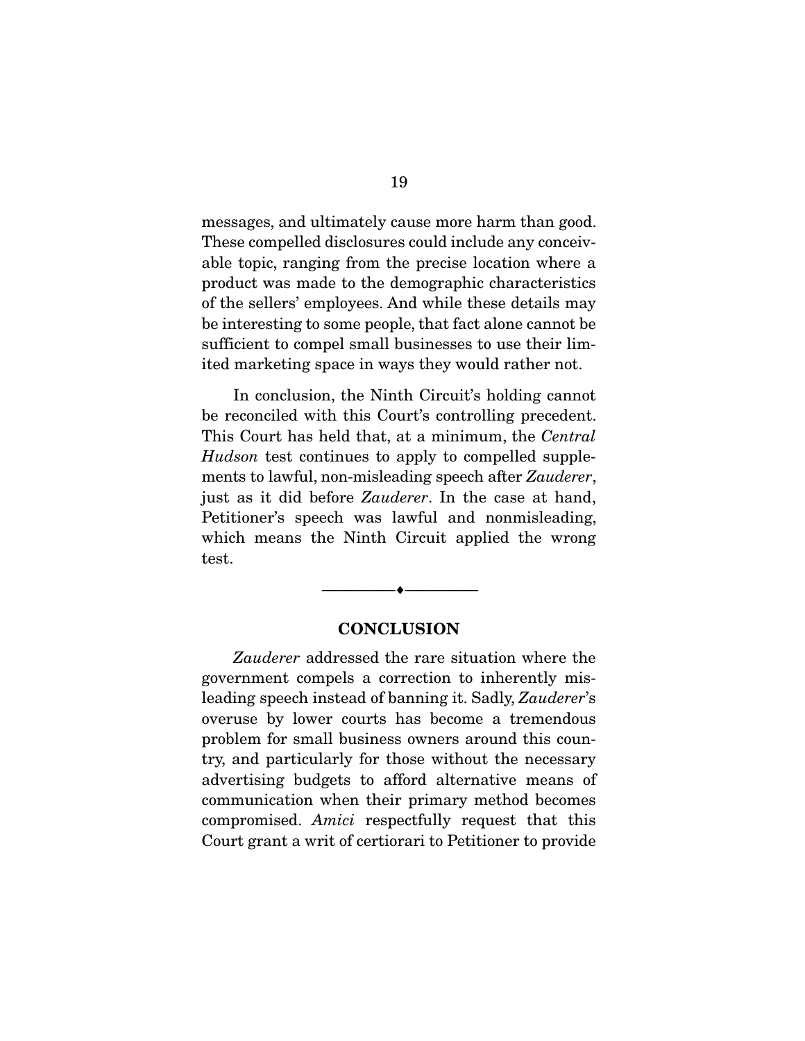messages, and ultimately cause more harm than good. These compelled disclosures could include any conceivable topic, ranging from the precise location where a product was made to the demographic characteristics of the sellers' employees. And while these details may be interesting to some people, that fact alone cannot be sufficient to compel small businesses to use their limited marketing space in ways they would rather not.

In conclusion, the Ninth Circuit's holding cannot be reconciled with this Court's controlling precedent. This Court has held that, at a minimum, the *Central Hudson* test continues to apply to compelled supplements to lawful, non-misleading speech after *Zauderer*, just as it did before *Zauderer*. In the case at hand, Petitioner's speech was lawful and nonmisleading, which means the Ninth Circuit applied the wrong test.

---

## CONCLUSION

*Zauderer* addressed the rare situation where the government compels a correction to inherently misleading speech instead of banning it. Sadly, *Zauderer*'s overuse by lower courts has become a tremendous problem for small business owners around this country, and particularly for those without the necessary advertising budgets to afford alternative means of communication when their primary method becomes compromised. *Amici* respectfully request that this Court grant a writ of certiorari to Petitioner to provide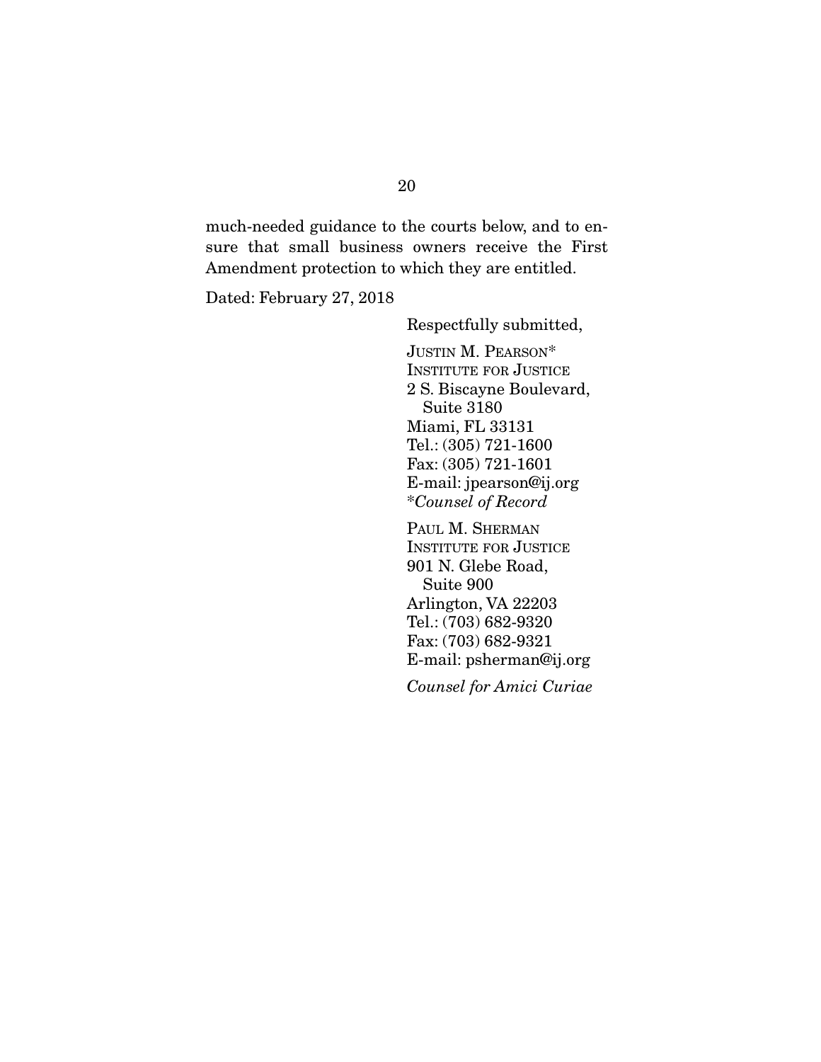much-needed guidance to the courts below, and to ensure that small business owners receive the First Amendment protection to which they are entitled.

Dated: February 27, 2018

Respectfully submitted,

JUSTIN M. PEARSON*
INSTITUTE FOR JUSTICE
2 S. Biscayne Boulevard,
Suite 3180
Miami, FL 33131
Tel.: (305) 721-1600
Fax: (305) 721-1601
E-mail: jpearson@ij.org
**Counsel of Record*

PAUL M. SHERMAN
INSTITUTE FOR JUSTICE
901 N. Glebe Road,
Suite 900
Arlington, VA 22203
Tel.: (703) 682-9320
Fax: (703) 682-9321
E-mail: psherman@ij.org

*Counsel for Amici Curiae*